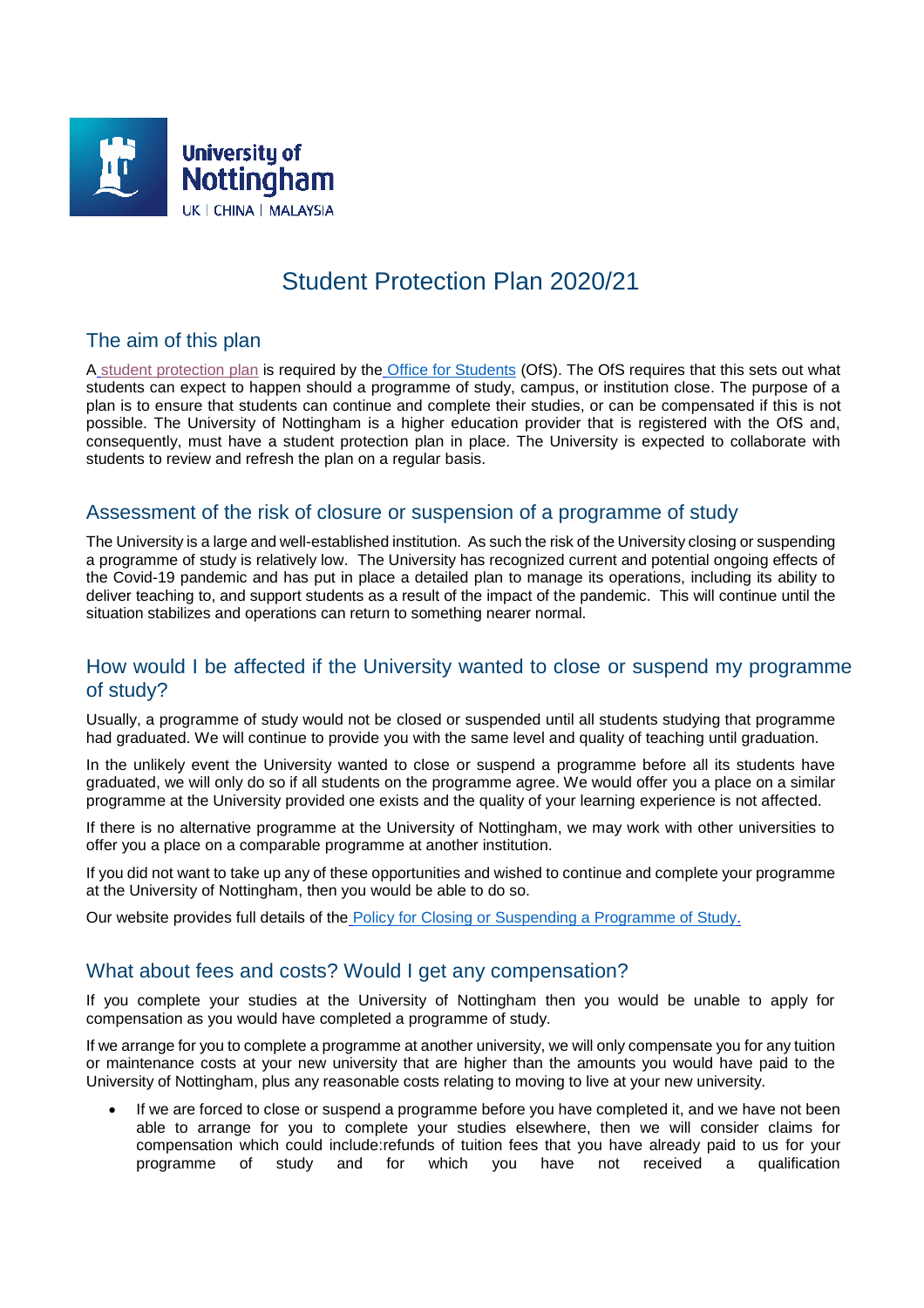# Student Protection Plan 2020/21

## The aim of this plan

A student protection plan is required by the Office for Students (OfS). The OfS requires that this sets out what students can expect to happen should a programme of study, campus, or institution close. The purpose of a plan is to ensure that students can continue and complete their studies, or can be compensated if this is not possible. The University of Nottingham is a higher education provider that is registered with the OfS and, consequently, must have a student protection plan in place. The University is expected to collaborate with students to review and refresh the plan on a regular basis.

## Assessment of the risk of closure or suspension of a programme of study

The University is a large and well-established institution. As such the risk of the University closing or suspending a programme of study is relatively low. The University has recognized current and potential ongoing effects of the Covid-19 pandemic and has put in place a detailed plan to manage its operations, including its ability to deliver teaching to, and support students as a result of the impact of the pandemic. This will continue until the situation stabilizes and operations can return to something nearer normal.

## How would I be affected if the University wanted to close or suspend my programme of study?

Usually, a programme of study would not be closed or suspended until all students studying that programme had graduated. We will continue to provide you with the same level and quality of teaching until graduation.

In the unlikely event the University wanted to close or suspend a programme before all its students have graduated, we will only do so if all students on the programme agree. We would offer you a place on a similar programme at the University provided one exists and the quality of your learning experience is not affected.

If there is no alternative programme at the University of Nottingham, we may work with other universities to offer you a place on a comparable programme at another institution.

If you did not want to take up any of these opportunities and wished to continue and complete your programme at the University of Nottingham, then you would be able to do so.

Our website provides full details of the Policy for Closing or Suspending a Programme of Study.

## What about fees and costs? Would I get any compensation?

If you complete your studies at the University of Nottingham then you would be unable to apply for compensation as you would have completed a programme of study.

If we arrange for you to complete a programme at another university, we will only compensate you for any tuition or maintenance costs at your new university that are higher than the amounts you would have paid to the University of Nottingham, plus any reasonable costs relating to moving to live at your new university.

- If we are forced to close or suspend a programme before you have completed it, and we have not been able to arrange for you to complete your studies elsewhere, then we will consider claims for compensation which could include:refunds of tuition fees that you have already paid to us for your programme of study and for which you have not received a qualification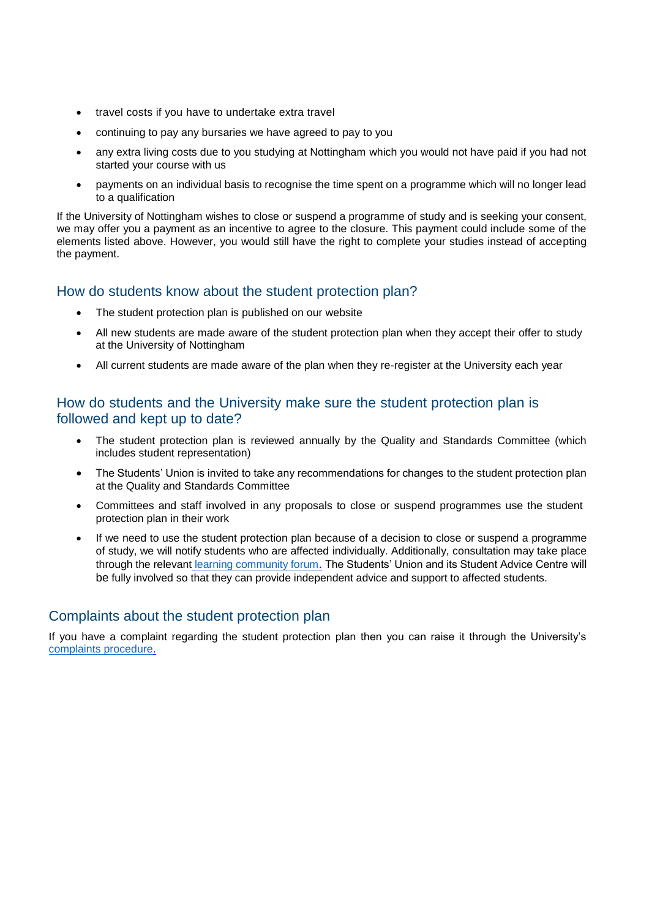- travel costs if you have to undertake extra travel
- continuing to pay any bursaries we have agreed to pay to you
- any extra living costs due to you studying at Nottingham which you would not have paid if you had not started your course with us
- payments on an individual basis to recognise the time spent on a programme which will no longer lead to a qualification

If the University of Nottingham wishes to close or suspend a programme of study and is seeking your consent, we may offer you a payment as an incentive to agree to the closure. This payment could include some of the elements listed above. However, you would still have the right to complete your studies instead of accepting the payment.

## How do students know about the student protection plan?

- The student protection plan is published on our website
- All new students are made aware of the student protection plan when they accept their offer to study at the University of Nottingham
- All current students are made aware of the plan when they re-register at the University each year

## How do students and the University make sure the student protection plan is followed and kept up to date?

- The student protection plan is reviewed annually by the Quality and Standards Committee (which includes student representation)
- The Students' Union is invited to take any recommendations for changes to the student protection plan at the Quality and Standards Committee
- Committees and staff involved in any proposals to close or suspend programmes use the student protection plan in their work
- If we need to use the student protection plan because of a decision to close or suspend a programme of study, we will notify students who are affected individually. Additionally, consultation may take place through the relevant learning community forum. The Students' Union and its Student Advice Centre will be fully involved so that they can provide independent advice and support to affected students.

## Complaints about the student protection plan

If you have a complaint regarding the student protection plan then you can raise it through the University's complaints procedure.